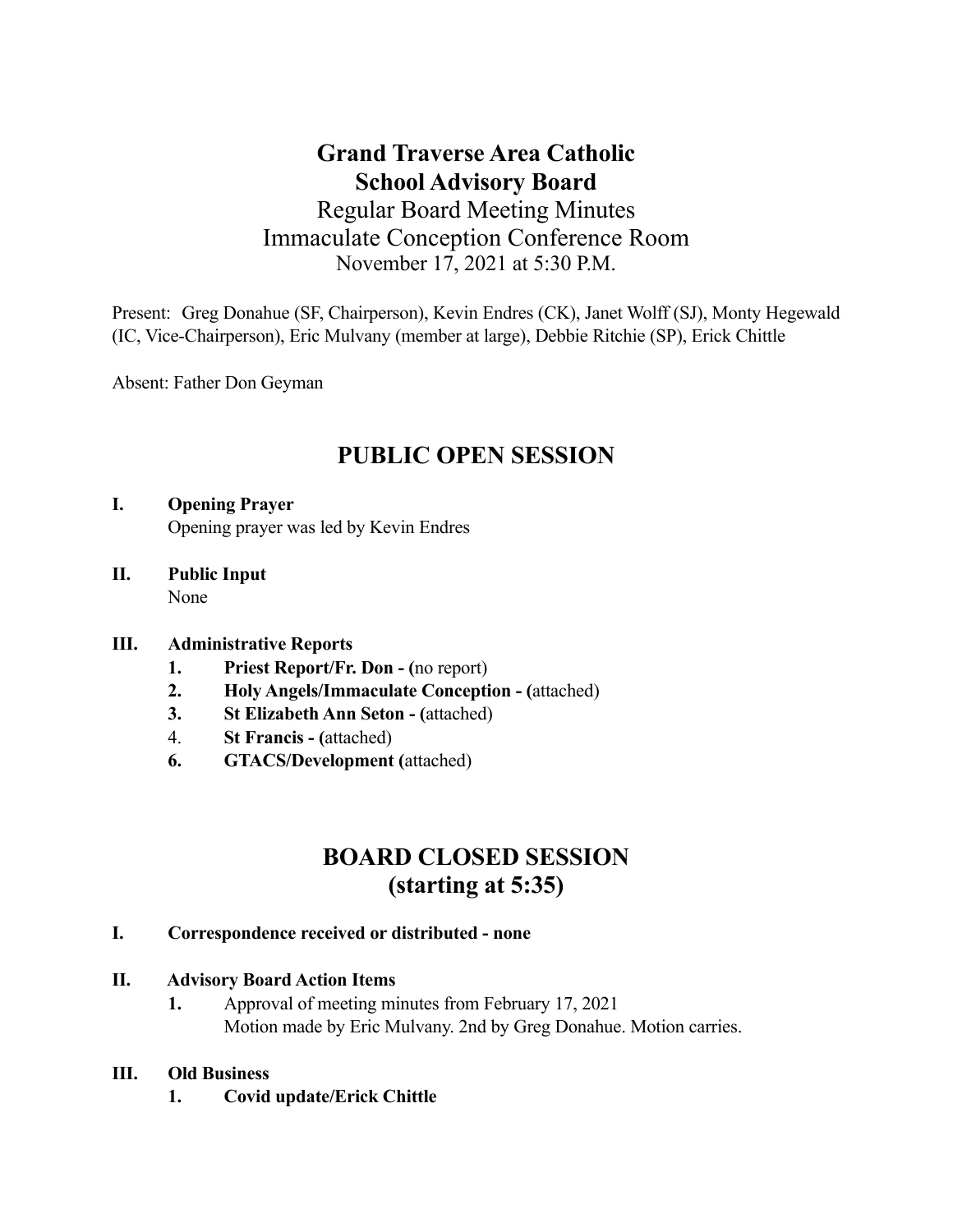# Grand Traverse Area Catholic School Advisory Board

Regular Board Meeting Minutes
Immaculate Conception Conference Room
November 17, 2021 at 5:30 P.M.

Present: Greg Donahue (SF, Chairperson), Kevin Endres (CK), Janet Wolff (SJ), Monty Hegewald (IC, Vice-Chairperson), Eric Mulvany (member at large), Debbie Ritchie (SP), Erick Chittle

Absent: Father Don Geyman

## PUBLIC OPEN SESSION

**I. Opening Prayer**

Opening prayer was led by Kevin Endres

**II. Public Input**

None

**III. Administrative Reports**

1. **Priest Report/Fr. Don - (**no report)
2. **Holy Angels/Immaculate Conception - (**attached)
3. **St Elizabeth Ann Seton - (**attached)
4. **St Francis - (**attached)
6. **GTACS/Development (**attached)

## BOARD CLOSED SESSION (starting at 5:35)

**I. Correspondence received or distributed - none**

**II. Advisory Board Action Items**

1. Approval of meeting minutes from February 17, 2021
   Motion made by Eric Mulvany. 2nd by Greg Donahue. Motion carries.

**III. Old Business**

1. **Covid update/Erick Chittle**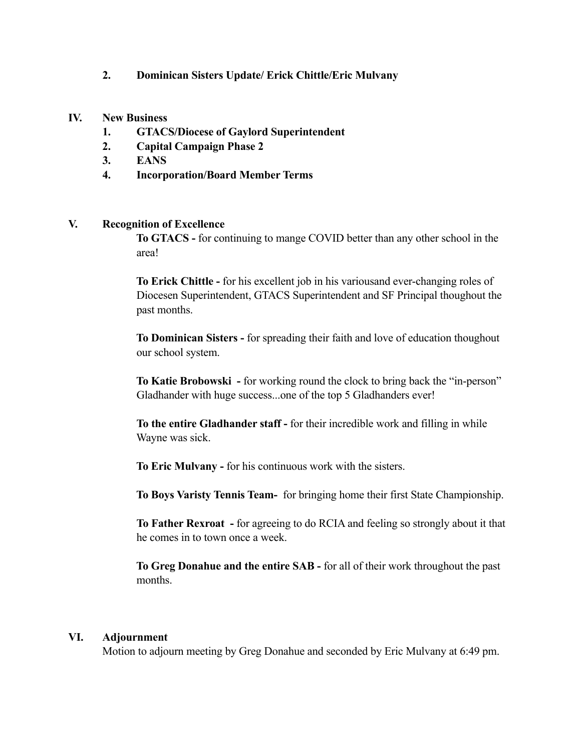2. **Dominican Sisters Update/ Erick Chittle/Eric Mulvany**

**IV. New Business**

1. **GTACS/Diocese of Gaylord Superintendent**
2. **Capital Campaign Phase 2**
3. **EANS**
4. **Incorporation/Board Member Terms**

**V. Recognition of Excellence**

**To GTACS -** for continuing to mange COVID better than any other school in the area!

**To Erick Chittle -** for his excellent job in his variousand ever-changing roles of Diocesen Superintendent, GTACS Superintendent and SF Principal thoughout the past months.

**To Dominican Sisters -** for spreading their faith and love of education thoughout our school system.

**To Katie Brobowski -** for working round the clock to bring back the "in-person" Gladhander with huge success...one of the top 5 Gladhanders ever!

**To the entire Gladhander staff -** for their incredible work and filling in while Wayne was sick.

**To Eric Mulvany -** for his continuous work with the sisters.

**To Boys Varisty Tennis Team-** for bringing home their first State Championship.

**To Father Rexroat -** for agreeing to do RCIA and feeling so strongly about it that he comes in to town once a week.

**To Greg Donahue and the entire SAB -** for all of their work throughout the past months.

**VI. Adjournment**

Motion to adjourn meeting by Greg Donahue and seconded by Eric Mulvany at 6:49 pm.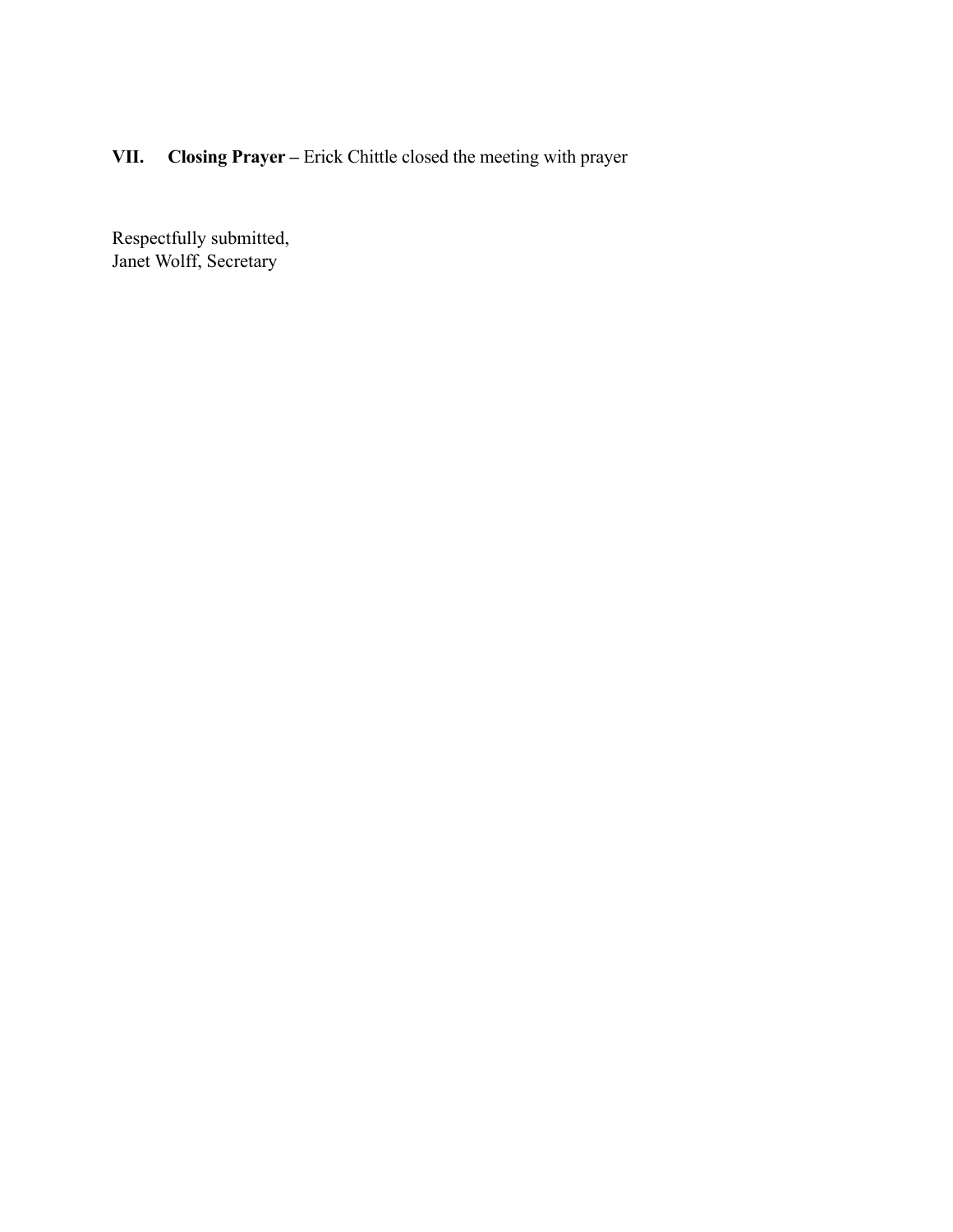**VII. Closing Prayer –** Erick Chittle closed the meeting with prayer

Respectfully submitted,
Janet Wolff, Secretary